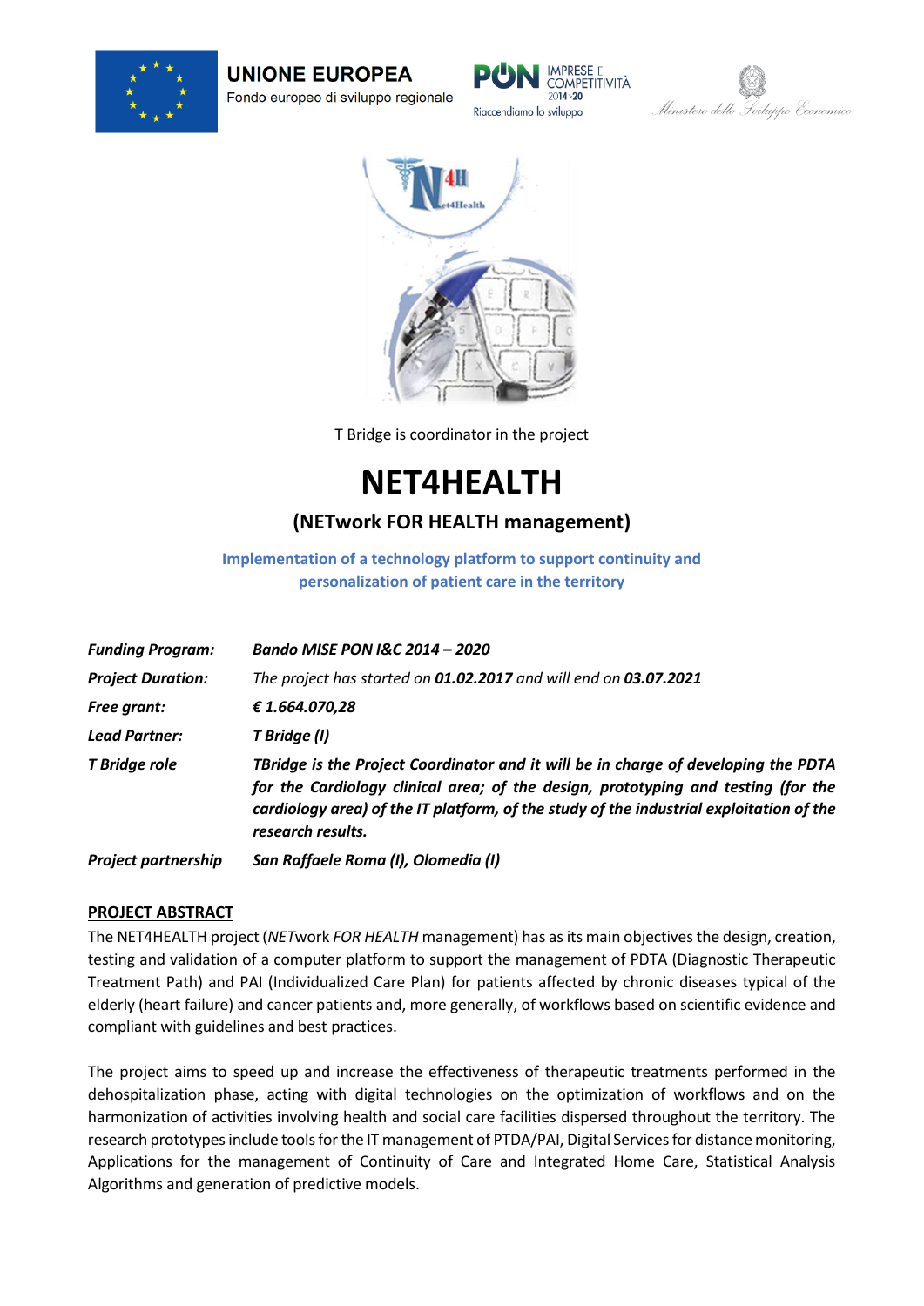UNIONE EUROPEA
Fondo europeo di sviluppo regionale

PON IMPRESE E COMPETITIVITÀ 2014-20
Riaccendiamo lo sviluppo

Ministero dello Sviluppo Economico

T Bridge is coordinator in the project

# NET4HEALTH

## (NETwork FOR HEALTH management)

**Implementation of a technology platform to support continuity and personalization of patient care in the territory**

| | |
|---|---|
| ***Funding Program:*** | ***Bando MISE PON I&C 2014 – 2020*** |
| ***Project Duration:*** | *The project has started on **01.02.2017** and will end on **03.07.2021*** |
| ***Free grant:*** | ***€ 1.664.070,28*** |
| ***Lead Partner:*** | ***T Bridge (I)*** |
| ***T Bridge role*** | ***TBridge is the Project Coordinator and it will be in charge of developing the PDTA for the Cardiology clinical area; of the design, prototyping and testing (for the cardiology area) of the IT platform, of the study of the industrial exploitation of the research results.*** |
| ***Project partnership*** | ***San Raffaele Roma (I), Olomedia (I)*** |

**PROJECT ABSTRACT**

The NET4HEALTH project (*NET*work *FOR HEALTH* management) has as its main objectives the design, creation, testing and validation of a computer platform to support the management of PDTA (Diagnostic Therapeutic Treatment Path) and PAI (Individualized Care Plan) for patients affected by chronic diseases typical of the elderly (heart failure) and cancer patients and, more generally, of workflows based on scientific evidence and compliant with guidelines and best practices.

The project aims to speed up and increase the effectiveness of therapeutic treatments performed in the dehospitalization phase, acting with digital technologies on the optimization of workflows and on the harmonization of activities involving health and social care facilities dispersed throughout the territory. The research prototypes include tools for the IT management of PTDA/PAI, Digital Services for distance monitoring, Applications for the management of Continuity of Care and Integrated Home Care, Statistical Analysis Algorithms and generation of predictive models.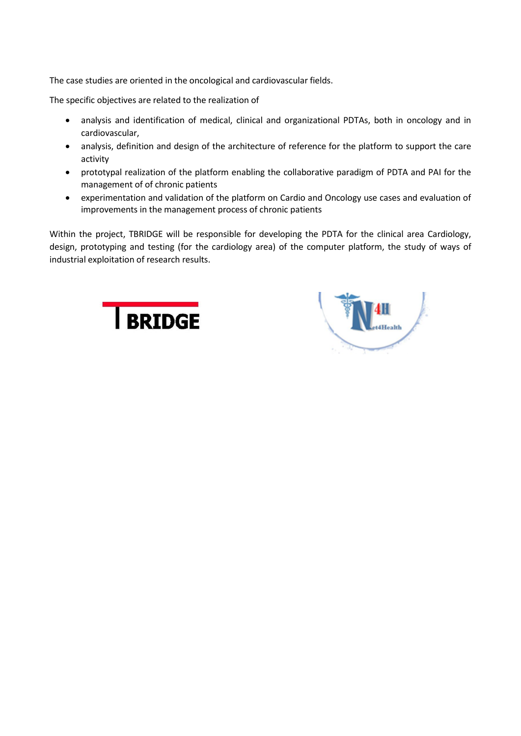The case studies are oriented in the oncological and cardiovascular fields.

The specific objectives are related to the realization of

- analysis and identification of medical, clinical and organizational PDTAs, both in oncology and in cardiovascular,
- analysis, definition and design of the architecture of reference for the platform to support the care activity
- prototypal realization of the platform enabling the collaborative paradigm of PDTA and PAI for the management of of chronic patients
- experimentation and validation of the platform on Cardio and Oncology use cases and evaluation of improvements in the management process of chronic patients

Within the project, TBRIDGE will be responsible for developing the PDTA for the clinical area Cardiology, design, prototyping and testing (for the cardiology area) of the computer platform, the study of ways of industrial exploitation of research results.